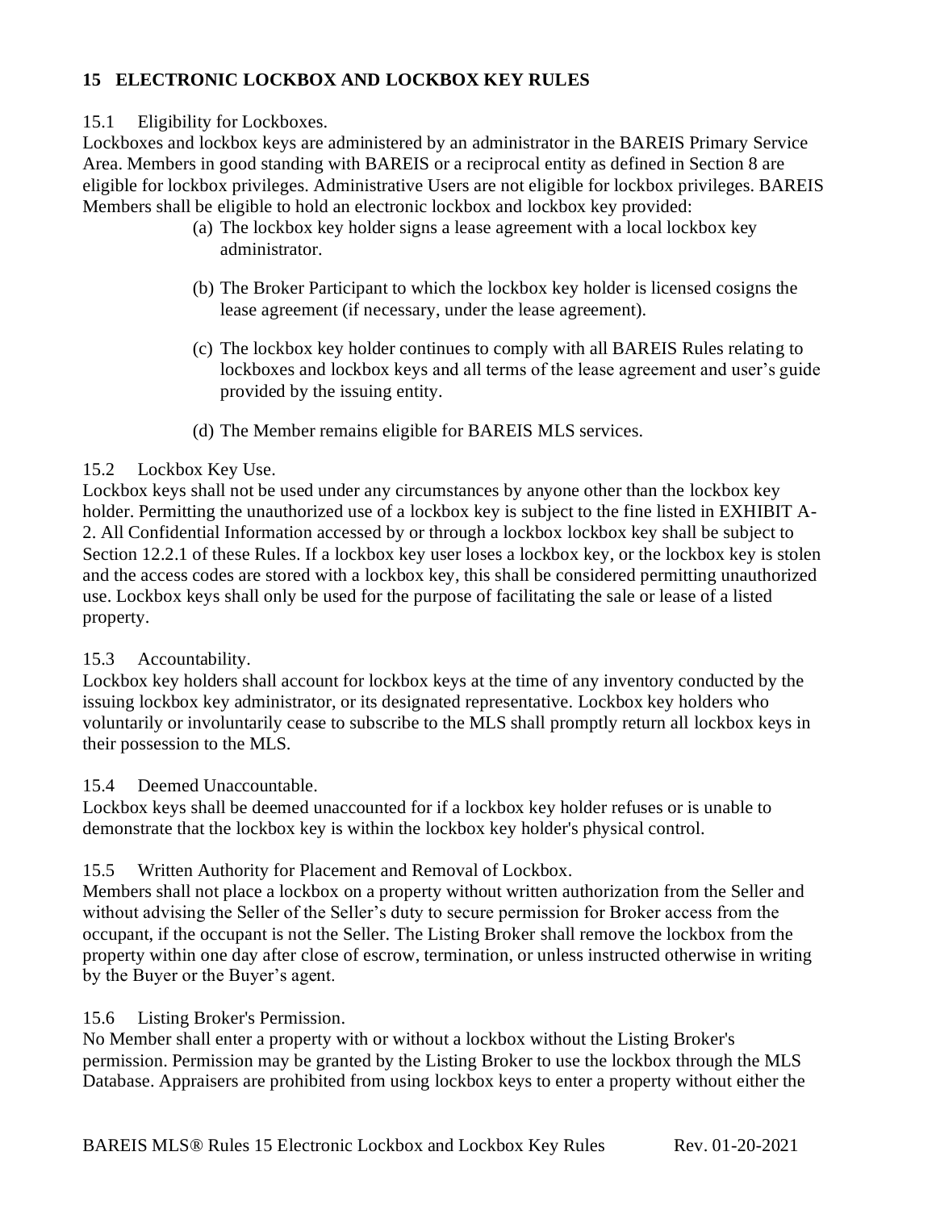## 15 ELECTRONIC LOCKBOX AND LOCKBOX KEY RULES

### 15.1 Eligibility for Lockboxes.

Lockboxes and lockbox keys are administered by an administrator in the BAREIS Primary Service Area. Members in good standing with BAREIS or a reciprocal entity as defined in Section 8 are eligible for lockbox privileges. Administrative Users are not eligible for lockbox privileges. BAREIS Members shall be eligible to hold an electronic lockbox and lockbox key provided:

(a) The lockbox key holder signs a lease agreement with a local lockbox key administrator.

(b) The Broker Participant to which the lockbox key holder is licensed cosigns the lease agreement (if necessary, under the lease agreement).

(c) The lockbox key holder continues to comply with all BAREIS Rules relating to lockboxes and lockbox keys and all terms of the lease agreement and user's guide provided by the issuing entity.

(d) The Member remains eligible for BAREIS MLS services.

### 15.2 Lockbox Key Use.

Lockbox keys shall not be used under any circumstances by anyone other than the lockbox key holder. Permitting the unauthorized use of a lockbox key is subject to the fine listed in EXHIBIT A-2. All Confidential Information accessed by or through a lockbox lockbox key shall be subject to Section 12.2.1 of these Rules. If a lockbox key user loses a lockbox key, or the lockbox key is stolen and the access codes are stored with a lockbox key, this shall be considered permitting unauthorized use. Lockbox keys shall only be used for the purpose of facilitating the sale or lease of a listed property.

### 15.3 Accountability.

Lockbox key holders shall account for lockbox keys at the time of any inventory conducted by the issuing lockbox key administrator, or its designated representative. Lockbox key holders who voluntarily or involuntarily cease to subscribe to the MLS shall promptly return all lockbox keys in their possession to the MLS.

### 15.4 Deemed Unaccountable.

Lockbox keys shall be deemed unaccounted for if a lockbox key holder refuses or is unable to demonstrate that the lockbox key is within the lockbox key holder's physical control.

### 15.5 Written Authority for Placement and Removal of Lockbox.

Members shall not place a lockbox on a property without written authorization from the Seller and without advising the Seller of the Seller's duty to secure permission for Broker access from the occupant, if the occupant is not the Seller. The Listing Broker shall remove the lockbox from the property within one day after close of escrow, termination, or unless instructed otherwise in writing by the Buyer or the Buyer's agent.

### 15.6 Listing Broker's Permission.

No Member shall enter a property with or without a lockbox without the Listing Broker's permission. Permission may be granted by the Listing Broker to use the lockbox through the MLS Database. Appraisers are prohibited from using lockbox keys to enter a property without either the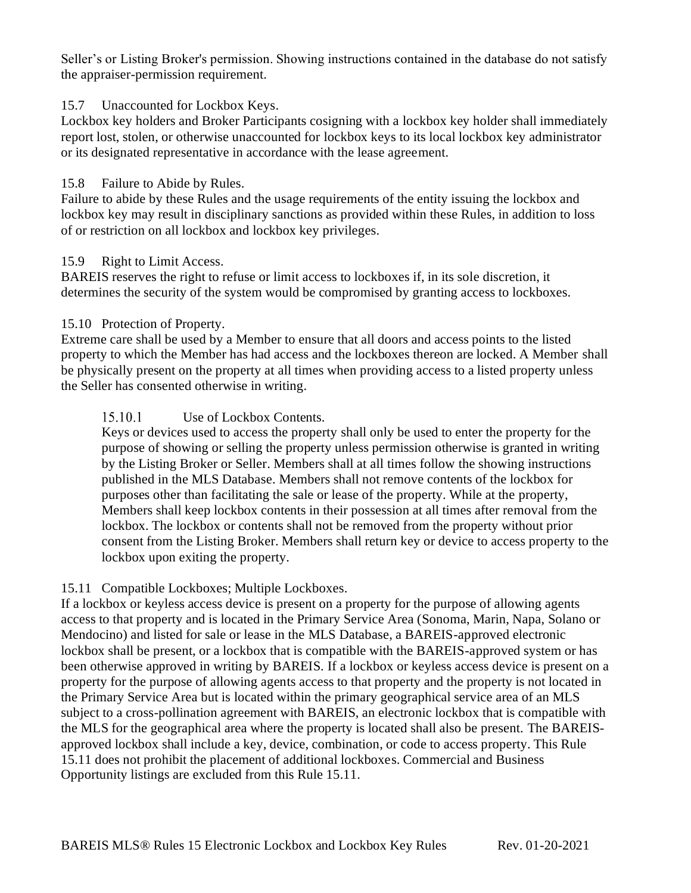Seller's or Listing Broker's permission. Showing instructions contained in the database do not satisfy the appraiser-permission requirement.

### 15.7 Unaccounted for Lockbox Keys.

Lockbox key holders and Broker Participants cosigning with a lockbox key holder shall immediately report lost, stolen, or otherwise unaccounted for lockbox keys to its local lockbox key administrator or its designated representative in accordance with the lease agreement.

### 15.8 Failure to Abide by Rules.

Failure to abide by these Rules and the usage requirements of the entity issuing the lockbox and lockbox key may result in disciplinary sanctions as provided within these Rules, in addition to loss of or restriction on all lockbox and lockbox key privileges.

### 15.9 Right to Limit Access.

BAREIS reserves the right to refuse or limit access to lockboxes if, in its sole discretion, it determines the security of the system would be compromised by granting access to lockboxes.

### 15.10 Protection of Property.

Extreme care shall be used by a Member to ensure that all doors and access points to the listed property to which the Member has had access and the lockboxes thereon are locked. A Member shall be physically present on the property at all times when providing access to a listed property unless the Seller has consented otherwise in writing.

#### 15.10.1 Use of Lockbox Contents.

Keys or devices used to access the property shall only be used to enter the property for the purpose of showing or selling the property unless permission otherwise is granted in writing by the Listing Broker or Seller. Members shall at all times follow the showing instructions published in the MLS Database. Members shall not remove contents of the lockbox for purposes other than facilitating the sale or lease of the property. While at the property, Members shall keep lockbox contents in their possession at all times after removal from the lockbox. The lockbox or contents shall not be removed from the property without prior consent from the Listing Broker. Members shall return key or device to access property to the lockbox upon exiting the property.

### 15.11 Compatible Lockboxes; Multiple Lockboxes.

If a lockbox or keyless access device is present on a property for the purpose of allowing agents access to that property and is located in the Primary Service Area (Sonoma, Marin, Napa, Solano or Mendocino) and listed for sale or lease in the MLS Database, a BAREIS-approved electronic lockbox shall be present, or a lockbox that is compatible with the BAREIS-approved system or has been otherwise approved in writing by BAREIS. If a lockbox or keyless access device is present on a property for the purpose of allowing agents access to that property and the property is not located in the Primary Service Area but is located within the primary geographical service area of an MLS subject to a cross-pollination agreement with BAREIS, an electronic lockbox that is compatible with the MLS for the geographical area where the property is located shall also be present. The BAREIS-approved lockbox shall include a key, device, combination, or code to access property. This Rule 15.11 does not prohibit the placement of additional lockboxes. Commercial and Business Opportunity listings are excluded from this Rule 15.11.